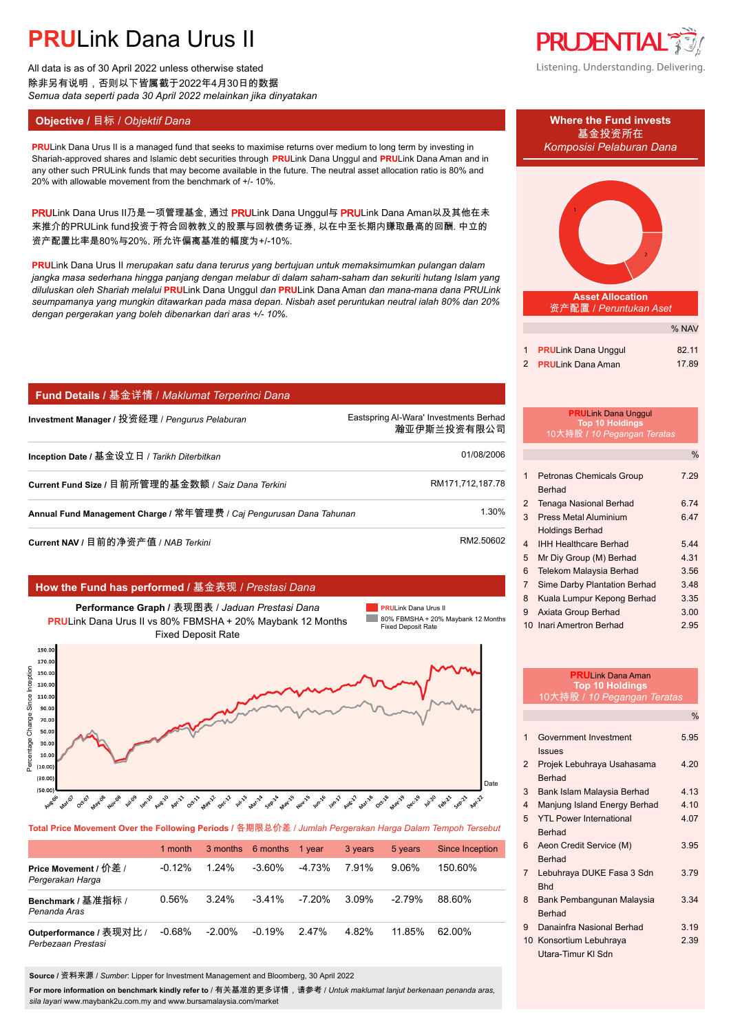# PRULink Dana Urus II

All data is as of 30 April 2022 unless otherwise stated
除非另有说明，否则以下皆属截于2022年4月30日的数据
*Semua data seperti pada 30 April 2022 melainkan jika dinyatakan*

## Objective / 目标 / *Objektif Dana*

**PRU**Link Dana Urus II is a managed fund that seeks to maximise returns over medium to long term by investing in Shariah-approved shares and Islamic debt securities through **PRU**Link Dana Unggul and **PRU**Link Dana Aman and in any other such PRULink funds that may become available in the future. The neutral asset allocation ratio is 80% and 20% with allowable movement from the benchmark of +/- 10%.

**PRU**Link Dana Urus II乃是一项管理基金, 通过 **PRU**Link Dana Unggul与 **PRU**Link Dana Aman以及其他在未来推介的PRULink fund投资于符合回教教义的股票与回教债务证券, 以在中至长期内赚取最高的回酬. 中立的资产配置比率是80%与20%, 所允许偏离基准的幅度为+/-10%.

**PRU**Link Dana Urus II *merupakan satu dana terurus yang bertujuan untuk memaksimumkan pulangan dalam jangka masa sederhana hingga panjang dengan melabur di dalam saham-saham dan sekuriti hutang Islam yang diluluskan oleh Shariah melalui* **PRU**Link Dana Unggul *dan* **PRU**Link Dana Aman *dan mana-mana dana PRULink seumpamanya yang mungkin ditawarkan pada masa depan. Nisbah aset peruntukan neutral ialah 80% dan 20% dengan pergerakan yang boleh dibenarkan dari aras +/- 10%.*

## Fund Details / 基金详情 / *Maklumat Terperinci Dana*

| | |
|---|---|
| **Investment Manager** / 投资经理 / *Pengurus Pelaburan* | Eastspring Al-Wara' Investments Berhad 瀚亚伊斯兰投资有限公司 |
| **Inception Date** / 基金设立日 / *Tarikh Diterbitkan* | 01/08/2006 |
| **Current Fund Size** / 目前所管理的基金数额 / *Saiz Dana Terkini* | RM171,712,187.78 |
| **Annual Fund Management Charge** / 常年管理费 / *Caj Pengurusan Dana Tahunan* | 1.30% |
| **Current NAV** / 目前的净资产值 / *NAB Terkini* | RM2.50602 |

## How the Fund has performed / 基金表现 / *Prestasi Dana*

**Performance Graph** / 表现图表 / *Jaduan Prestasi Dana*
**PRU**Link Dana Urus II vs 80% FBMSHA + 20% Maybank 12 Months Fixed Deposit Rate

PRULink Dana Urus II
80% FBMSHA + 20% Maybank 12 Months Fixed Deposit Rate

Percentage Change Since Inception
190.00
170.00
150.00
130.00
110.00
90.00
70.00
50.00
30.00
10.00
(10.00)
(30.00)
(50.00)
Date
Aug-06, Mar-07, Oct-07, May-08, Nov-08, Jul-09, Jan-10, Aug-10, Apr-11, Oct-11, May-12, Dec-12, Jul-13, Mar-14, Sep-14, May-15, Nov-15, Jun-16, Jan-17, Aug-17, Mar-18, Oct-18, May-19, Dec-19, Jul-20, Feb-21, Sep-21, Apr-22

**Total Price Movement Over the Following Periods** / 各期限总价差 / *Jumlah Pergerakan Harga Dalam Tempoh Tersebut*

| | 1 month | 3 months | 6 months | 1 year | 3 years | 5 years | Since Inception |
|---|---|---|---|---|---|---|---|
| **Price Movement** / 价差 / *Pergerakan Harga* | -0.12% | 1.24% | -3.60% | -4.73% | 7.91% | 9.06% | 150.60% |
| **Benchmark** / 基准指标 / *Penanda Aras* | 0.56% | 3.24% | -3.41% | -7.20% | 3.09% | -2.79% | 88.60% |
| **Outperformance** / 表现对比 / *Perbezaan Prestasi* | -0.68% | -2.00% | -0.19% | 2.47% | 4.82% | 11.85% | 62.00% |

**Source** / 资料来源 / *Sumber*: Lipper for Investment Management and Bloomberg, 30 April 2022

**For more information on benchmark kindly refer to** / 有关基准的更多详情，请参考 / *Untuk maklumat lanjut berkenaan penanda aras, sila layari* www.maybank2u.com.my and www.bursamalaysia.com/market

## Where the Fund invests / 基金投资所在 / *Komposisi Pelaburan Dana*

1
2

**Asset Allocation** / 资产配置 / *Peruntukan Aset*

| | | % NAV |
|---|---|---|
| 1 | **PRU**Link Dana Unggul | 82.11 |
| 2 | **PRU**Link Dana Aman | 17.89 |

### PRULink Dana Unggul Top 10 Holdings / 10大持股 / *10 Pegangan Teratas*

| | | % |
|---|---|---|
| 1 | Petronas Chemicals Group Berhad | 7.29 |
| 2 | Tenaga Nasional Berhad | 6.74 |
| 3 | Press Metal Aluminium Holdings Berhad | 6.47 |
| 4 | IHH Healthcare Berhad | 5.44 |
| 5 | Mr Diy Group (M) Berhad | 4.31 |
| 6 | Telekom Malaysia Berhad | 3.56 |
| 7 | Sime Darby Plantation Berhad | 3.48 |
| 8 | Kuala Lumpur Kepong Berhad | 3.35 |
| 9 | Axiata Group Berhad | 3.00 |
| 10 | Inari Amertron Berhad | 2.95 |

### PRULink Dana Aman Top 10 Holdings / 10大持股 / *10 Pegangan Teratas*

| | | % |
|---|---|---|
| 1 | Government Investment Issues | 5.95 |
| 2 | Projek Lebuhraya Usahasama Berhad | 4.20 |
| 3 | Bank Islam Malaysia Berhad | 4.13 |
| 4 | Manjung Island Energy Berhad | 4.10 |
| 5 | YTL Power International Berhad | 4.07 |
| 6 | Aeon Credit Service (M) Berhad | 3.95 |
| 7 | Lebuhraya DUKE Fasa 3 Sdn Bhd | 3.79 |
| 8 | Bank Pembangunan Malaysia Berhad | 3.34 |
| 9 | Danainfra Nasional Berhad | 3.19 |
| 10 | Konsortium Lebuhraya Utara-Timur Kl Sdn | 2.39 |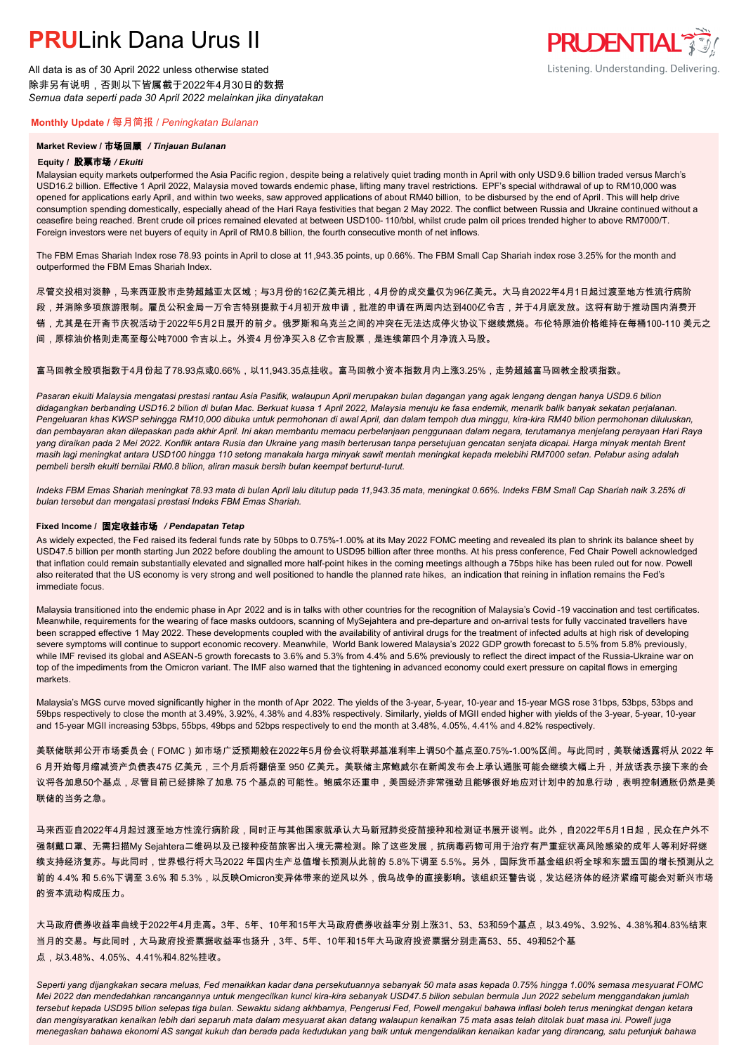# **PRU**Link Dana Urus II

All data is as of 30 April 2022 unless otherwise stated
除非另有说明，否则以下皆属截于2022年4月30日的数据
*Semua data seperti pada 30 April 2022 melainkan jika dinyatakan*

PRUDENTIAL
Listening. Understanding. Delivering.

## **Monthly Update** / 每月简报 / *Peningkatan Bulanan*

### **Market Review / 市场回顾 / *Tinjauan Bulanan***

#### **Equity / 股票市场 / *Ekuiti***

Malaysian equity markets outperformed the Asia Pacific region, despite being a relatively quiet trading month in April with only USD 9.6 billion traded versus March's USD16.2 billion. Effective 1 April 2022, Malaysia moved towards endemic phase, lifting many travel restrictions. EPF's special withdrawal of up to RM10,000 was opened for applications early April, and within two weeks, saw approved applications of about RM40 billion, to be disbursed by the end of April. This will help drive consumption spending domestically, especially ahead of the Hari Raya festivities that began 2 May 2022. The conflict between Russia and Ukraine continued without a ceasefire being reached. Brent crude oil prices remained elevated at between USD100- 110/bbl, whilst crude palm oil prices trended higher to above RM7000/T. Foreign investors were net buyers of equity in April of RM0.8 billion, the fourth consecutive month of net inflows.

The FBM Emas Shariah Index rose 78.93 points in April to close at 11,943.35 points, up 0.66%. The FBM Small Cap Shariah index rose 3.25% for the month and outperformed the FBM Emas Shariah Index.

尽管交投相对淡静，马来西亚股市走势超越亚太区域；与3月份的162亿美元相比，4月份的成交量仅为96亿美元。大马自2022年4月1日起过渡至地方性流行病阶段，并消除多项旅游限制。雇员公积金局一万令吉特别提款于4月初开放申请，批准的申请在两周内达到400亿令吉，并于4月底发放。这将有助于推动国内消费开销，尤其是在开斋节庆祝活动于2022年5月2日展开的前夕。俄罗斯和乌克兰之间的冲突在无法达成停火协议下继续燃烧。布伦特原油价格维持在每桶100-110 美元之间，原棕油价格则走高至每公吨7000 令吉以上。外资4 月份净买入8 亿令吉股票，是连续第四个月净流入马股。

富马回教全股项指数于4月份起了78.93点或0.66%，以11,943.35点挂收。富马回教小资本指数月内上涨3.25%，走势超越富马回教全股项指数。

*Pasaran ekuiti Malaysia mengatasi prestasi rantau Asia Pasifik, walaupun April merupakan bulan dagangan yang agak lengang dengan hanya USD9.6 bilion didagangkan berbanding USD16.2 bilion di bulan Mac. Berkuat kuasa 1 April 2022, Malaysia menuju ke fasa endemik, menarik balik banyak sekatan perjalanan. Pengeluaran khas KWSP sehingga RM10,000 dibuka untuk permohonan di awal April, dan dalam tempoh dua minggu, kira-kira RM40 bilion permohonan diluluskan, dan pembayaran akan dilepaskan pada akhir April. Ini akan membantu memacu perbelanjaan penggunaan dalam negara, terutamanya menjelang perayaan Hari Raya yang diraikan pada 2 Mei 2022. Konflik antara Rusia dan Ukraine yang masih berterusan tanpa persetujuan gencatan senjata dicapai. Harga minyak mentah Brent masih lagi meningkat antara USD100 hingga 110 setong manakala harga minyak sawit mentah meningkat kepada melebihi RM7000 setan. Pelabur asing adalah pembeli bersih ekuiti bernilai RM0.8 bilion, aliran masuk bersih bulan keempat berturut-turut.*

*Indeks FBM Emas Shariah meningkat 78.93 mata di bulan April lalu ditutup pada 11,943.35 mata, meningkat 0.66%. Indeks FBM Small Cap Shariah naik 3.25% di bulan tersebut dan mengatasi prestasi Indeks FBM Emas Shariah.*

#### **Fixed Income / 固定收益市场 / *Pendapatan Tetap***

As widely expected, the Fed raised its federal funds rate by 50bps to 0.75%-1.00% at its May 2022 FOMC meeting and revealed its plan to shrink its balance sheet by USD47.5 billion per month starting Jun 2022 before doubling the amount to USD95 billion after three months. At his press conference, Fed Chair Powell acknowledged that inflation could remain substantially elevated and signalled more half-point hikes in the coming meetings although a 75bps hike has been ruled out for now. Powell also reiterated that the US economy is very strong and well positioned to handle the planned rate hikes, an indication that reining in inflation remains the Fed's immediate focus.

Malaysia transitioned into the endemic phase in Apr 2022 and is in talks with other countries for the recognition of Malaysia's Covid-19 vaccination and test certificates. Meanwhile, requirements for the wearing of face masks outdoors, scanning of MySejahtera and pre-departure and on-arrival tests for fully vaccinated travellers have been scrapped effective 1 May 2022. These developments coupled with the availability of antiviral drugs for the treatment of infected adults at high risk of developing severe symptoms will continue to support economic recovery. Meanwhile, World Bank lowered Malaysia's 2022 GDP growth forecast to 5.5% from 5.8% previously, while IMF revised its global and ASEAN-5 growth forecasts to 3.6% and 5.3% from 4.4% and 5.6% previously to reflect the direct impact of the Russia-Ukraine war on top of the impediments from the Omicron variant. The IMF also warned that the tightening in advanced economy could exert pressure on capital flows in emerging markets.

Malaysia's MGS curve moved significantly higher in the month of Apr 2022. The yields of the 3-year, 5-year, 10-year and 15-year MGS rose 31bps, 53bps, 53bps and 59bps respectively to close the month at 3.49%, 3.92%, 4.38% and 4.83% respectively. Similarly, yields of MGII ended higher with yields of the 3-year, 5-year, 10-year and 15-year MGII increasing 53bps, 55bps, 49bps and 52bps respectively to end the month at 3.48%, 4.05%, 4.41% and 4.82% respectively.

美联储联邦公开市场委员会（FOMC）如市场广泛预期般在2022年5月份会议将联邦基准利率上调50个基点至0.75%-1.00%区间。与此同时，美联储透露将从 2022 年 6 月开始每月缩减资产负债表475 亿美元，三个月后将翻倍至 950 亿美元。美联储主席鲍威尔在新闻发布会上承认通胀可能会继续大幅上升，并放话表示接下来的会议将各加息50个基点，尽管目前已经排除了加息 75 个基点的可能性。鲍威尔还重申，美国经济非常强劲且能够很好地应对计划中的加息行动，表明控制通胀仍然是美联储的当务之急。

马来西亚自2022年4月起过渡至地方性流行病阶段，同时正与其他国家就承认大马新冠肺炎疫苗接种和检测证书展开谈判。此外，自2022年5月1日起，民众在户外不强制戴口罩、无需扫描My Sejahtera二维码以及已接种疫苗旅客出入境无需检测。除了这些发展，抗病毒药物可用于治疗有严重症状高风险感染的成年人等利好将继续支持经济复苏。与此同时，世界银行将大马2022 年国内生产总值增长预测从此前的 5.8%下调至 5.5%。另外，国际货币基金组织将全球和东盟五国的增长预测从之前的 4.4% 和 5.6%下调至 3.6% 和 5.3%，以反映Omicron变异体带来的逆风以外，俄乌战争的直接影响。该组织还警告说，发达经济体的经济紧缩可能会对新兴市场的资本流动构成压力。

大马政府债券收益率曲线于2022年4月走高。3年、5年、10年和15年大马政府债券收益率分别上涨31、53、53和59个基点，以3.49%、3.92%、4.38%和4.83%结束当月的交易。与此同时，大马政府投资票据收益率也扬升，3年、5年、10年和15年大马政府投资票据分别走高53、55、49和52个基点，以3.48%、4.05%、4.41%和4.82%挂收。

*Seperti yang dijangkakan secara meluas, Fed menaikkan kadar dana persekutuannya sebanyak 50 mata asas kepada 0.75% hingga 1.00% semasa mesyuarat FOMC Mei 2022 dan mendedahkan rancangannya untuk mengecilkan kunci kira-kira sebanyak USD47.5 bilion sebulan bermula Jun 2022 sebelum menggandakan jumlah tersebut kepada USD95 bilion selepas tiga bulan. Sewaktu sidang akhbarnya, Pengerusi Fed, Powell mengakui bahawa inflasi boleh terus meningkat dengan ketara dan mengisyaratkan kenaikan lebih dari separuh mata dalam mesyuarat akan datang walaupun kenaikan 75 mata asas telah ditolak buat masa ini. Powell juga menegaskan bahawa ekonomi AS sangat kukuh dan berada pada kedudukan yang baik untuk mengendalikan kenaikan kadar yang dirancang, satu petunjuk bahawa*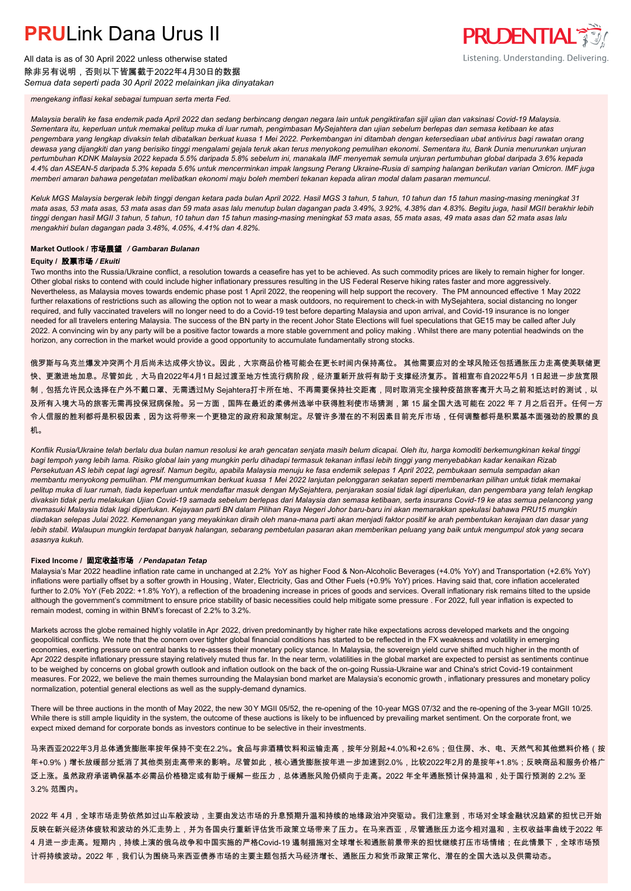*mengekang inflasi kekal sebagai tumpuan serta merta Fed.*

*Malaysia beralih ke fasa endemik pada April 2022 dan sedang berbincang dengan negara lain untuk pengiktirafan sijil ujian dan vaksinasi Covid-19 Malaysia. Sementara itu, keperluan untuk memakai pelitup muka di luar rumah, pengimbasan MySejahtera dan ujian sebelum berlepas dan semasa ketibaan ke atas pengembara yang lengkap divaksin telah dibatalkan berkuat kuasa 1 Mei 2022. Perkembangan ini ditambah dengan ketersediaan ubat antivirus bagi rawatan orang dewasa yang dijangkiti dan yang berisiko tinggi mengalami gejala teruk akan terus menyokong pemulihan ekonomi. Sementara itu, Bank Dunia menurunkan unjuran pertumbuhan KDNK Malaysia 2022 kepada 5.5% daripada 5.8% sebelum ini, manakala IMF menyemak semula unjuran pertumbuhan global daripada 3.6% kepada 4.4% dan ASEAN-5 daripada 5.3% kepada 5.6% untuk mencerminkan impak langsung Perang Ukraine-Rusia di samping halangan berikutan varian Omicron. IMF juga memberi amaran bahawa pengetatan melibatkan ekonomi maju boleh memberi tekanan kepada aliran modal dalam pasaran memuncul.*

*Keluk MGS Malaysia bergerak lebih tinggi dengan ketara pada bulan April 2022. Hasil MGS 3 tahun, 5 tahun, 10 tahun dan 15 tahun masing-masing meningkat 31 mata asas, 53 mata asas, 53 mata asas dan 59 mata asas lalu menutup bulan dagangan pada 3.49%, 3.92%, 4.38% dan 4.83%. Begitu juga, hasil MGII berakhir lebih tinggi dengan hasil MGII 3 tahun, 5 tahun, 10 tahun dan 15 tahun masing-masing meningkat 53 mata asas, 55 mata asas, 49 mata asas dan 52 mata asas lalu mengakhiri bulan dagangan pada 3.48%, 4.05%, 4.41% dan 4.82%.*

## Market Outlook / 市场展望 / *Gambaran Bulanan*

### Equity / 股票市场 / *Ekuiti*

Two months into the Russia/Ukraine conflict, a resolution towards a ceasefire has yet to be achieved. As such commodity prices are likely to remain higher for longer. Other global risks to contend with could include higher inflationary pressures resulting in the US Federal Reserve hiking rates faster and more aggressively. Nevertheless, as Malaysia moves towards endemic phase post 1 April 2022, the reopening will help support the recovery. The PM announced effective 1 May 2022 further relaxations of restrictions such as allowing the option not to wear a mask outdoors, no requirement to check-in with MySejahtera, social distancing no longer required, and fully vaccinated travelers will no longer need to do a Covid-19 test before departing Malaysia and upon arrival, and Covid-19 insurance is no longer needed for all travelers entering Malaysia. The success of the BN party in the recent Johor State Elections will fuel speculations that GE15 may be called after July 2022. A convincing win by any party will be a positive factor towards a more stable government and policy making . Whilst there are many potential headwinds on the horizon, any correction in the market would provide a good opportunity to accumulate fundamentally strong stocks.

俄罗斯与乌克兰爆发冲突两个月后尚未达成停火协议。因此，大宗商品价格可能会在更长时间内保持高位。 其他需要应对的全球风险还包括通胀压力走高使美联储更快、更激进地加息。尽管如此，大马自2022年4月1日起过渡至地方性流行病阶段，经济重新开放将有助于支撑经济复苏。首相宣布自2022年5月 1日起进一步放宽限制，包括允许民众选择在户外不戴口罩、无需透过My Sejahtera打卡所在地、不再需要保持社交距离，同时取消完全接种疫苗旅客离开大马之前和抵达时的测试，以及所有入境大马的旅客无需再投保冠病保险。另一方面，国阵在最近的柔佛州选举中获得胜利使市场猜测，第 15 届全国大选可能在 2022 年 7 月之后召开。任何一方令人信服的胜利都将是积极因素，因为这将带来一个更稳定的政府和政策制定。尽管许多潜在的不利因素目前充斥市场，任何调整都将是积累基本面强劲的股票的良机。

*Konflik Rusia/Ukraine telah berlalu dua bulan namun resolusi ke arah gencatan senjata masih belum dicapai. Oleh itu, harga komoditi berkemungkinan kekal tinggi bagi tempoh yang lebih lama. Risiko global lain yang mungkin perlu dihadapi termasuk tekanan inflasi lebih tinggi yang menyebabkan kadar kenaikan Rizab Persekutuan AS lebih cepat lagi agresif. Namun begitu, apabila Malaysia menuju ke fasa endemik selepas 1 April 2022, pembukaan semula sempadan akan membantu menyokong pemulihan. PM mengumumkan berkuat kuasa 1 Mei 2022 lanjutan pelonggaran sekatan seperti membenarkan pilihan untuk tidak memakai pelitup muka di luar rumah, tiada keperluan untuk mendaftar masuk dengan MySejahtera, penjarakan sosial tidak lagi diperlukan, dan pengembara yang telah lengkap divaksin tidak perlu melakukan Ujian Covid-19 samada sebelum berlepas dari Malaysia dan semasa ketibaan, serta insurans Covid-19 ke atas semua pelancong yang memasuki Malaysia tidak lagi diperlukan. Kejayaan parti BN dalam Pilihan Raya Negeri Johor baru-baru ini akan memarakkan spekulasi bahawa PRU15 mungkin diadakan selepas Julai 2022. Kemenangan yang meyakinkan diraih oleh mana-mana parti akan menjadi faktor positif ke arah pembentukan kerajaan dan dasar yang lebih stabil. Walaupun mungkin terdapat banyak halangan, sebarang pembetulan pasaran akan memberikan peluang yang baik untuk mengumpul stok yang secara asasnya kukuh.*

### Fixed Income / 固定收益市场 / *Pendapatan Tetap*

Malaysia's Mar 2022 headline inflation rate came in unchanged at 2.2% YoY as higher Food & Non-Alcoholic Beverages (+4.0% YoY) and Transportation (+2.6% YoY) inflations were partially offset by a softer growth in Housing, Water, Electricity, Gas and Other Fuels (+0.9% YoY) prices. Having said that, core inflation accelerated further to 2.0% YoY (Feb 2022: +1.8% YoY), a reflection of the broadening increase in prices of goods and services. Overall inflationary risk remains tilted to the upside although the government's commitment to ensure price stability of basic necessities could help mitigate some pressure . For 2022, full year inflation is expected to remain modest, coming in within BNM's forecast of 2.2% to 3.2%.

Markets across the globe remained highly volatile in Apr 2022, driven predominantly by higher rate hike expectations across developed markets and the ongoing geopolitical conflicts. We note that the concern over tighter global financial conditions has started to be reflected in the FX weakness and volatility in emerging economies, exerting pressure on central banks to re-assess their monetary policy stance. In Malaysia, the sovereign yield curve shifted much higher in the month of Apr 2022 despite inflationary pressure staying relatively muted thus far. In the near term, volatilities in the global market are expected to persist as sentiments continue to be weighed by concerns on global growth outlook and inflation outlook on the back of the on-going Russia-Ukraine war and China's strict Covid-19 containment measures. For 2022, we believe the main themes surrounding the Malaysian bond market are Malaysia's economic growth , inflationary pressures and monetary policy normalization, potential general elections as well as the supply-demand dynamics.

There will be three auctions in the month of May 2022, the new 30Y MGII 05/52, the re-opening of the 10-year MGS 07/32 and the re-opening of the 3-year MGII 10/25. While there is still ample liquidity in the system, the outcome of these auctions is likely to be influenced by prevailing market sentiment. On the corporate front, we expect mixed demand for corporate bonds as investors continue to be selective in their investments.

马来西亚2022年3月总体通货膨胀率按年保持不变在2.2%。食品与非酒精饮料和运输走高，按年分别起+4.0%和+2.6%；但住房、水、电、天然气和其他燃料价格（按年+0.9%）增长放缓部分抵消了其他类别走高带来的影响。尽管如此，核心通货膨胀按年进一步加速到2.0%，比较2022年2月的是按年+1.8%；反映商品和服务价格广泛上涨。虽然政府承诺确保基本必需品价格稳定或有助于缓解一些压力，总体通胀风险仍倾向于走高。2022 年全年通胀预计保持温和，处于国行预测的 2.2% 至 3.2% 范围内。

2022 年 4月，全球市场走势依然如过山车般波动，主要由发达市场的升息预期升温和持续的地缘政治冲突驱动。我们注意到，市场对全球金融状况趋紧的担忧已开始反映在新兴经济体疲软和波动的外汇走势上，并为各国央行重新评估货币政策立场带来了压力。在马来西亚，尽管通胀压力迄今相对温和，主权收益率曲线于2022 年 4 月进一步走高。短期内，持续上演的俄乌战争和中国实施的严格Covid-19 遏制措施对全球增长和通胀前景带来的担忧继续打压市场情绪；在此情景下，全球市场预计将持续波动。2022 年，我们认为围绕马来西亚债券市场的主要主题包括大马经济增长、通胀压力和货币政策正常化、潜在的全国大选以及供需动态。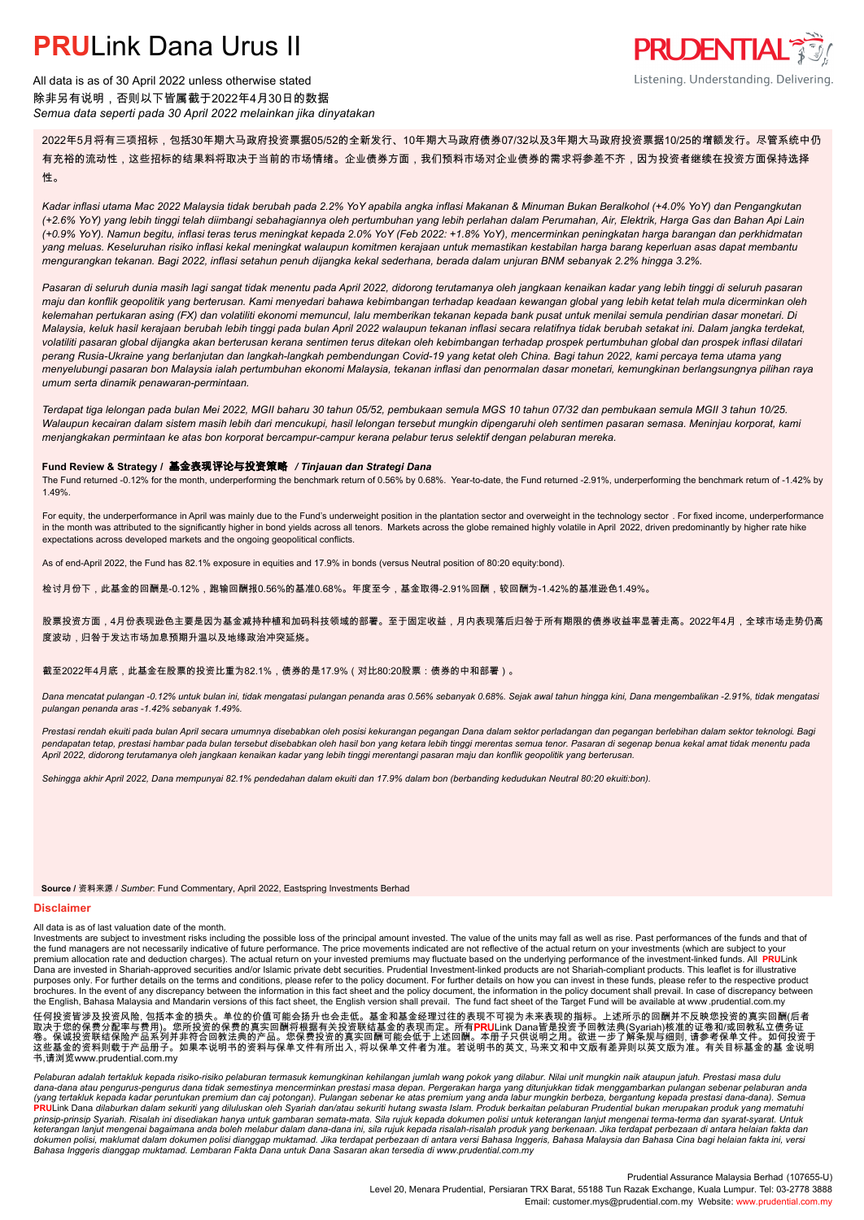# PRULink Dana Urus II

All data is as of 30 April 2022 unless otherwise stated
除非另有说明，否则以下皆属截于2022年4月30日的数据
*Semua data seperti pada 30 April 2022 melainkan jika dinyatakan*

Listening. Understanding. Delivering.

2022年5月将有三项招标，包括30年期大马政府投资票据05/52的全新发行、10年期大马政府债券07/32以及3年期大马政府投资票据10/25的增额发行。尽管系统中仍有充裕的流动性，这些招标的结果料将取决于当前的市场情绪。企业债券方面，我们预料市场对企业债券的需求将参差不齐，因为投资者继续在投资方面保持选择性。

*Kadar inflasi utama Mac 2022 Malaysia tidak berubah pada 2.2% YoY apabila angka inflasi Makanan & Minuman Bukan Beralkohol (+4.0% YoY) dan Pengangkutan (+2.6% YoY) yang lebih tinggi telah diimbangi sebahagiannya oleh pertumbuhan yang lebih perlahan dalam Perumahan, Air, Elektrik, Harga Gas dan Bahan Api Lain (+0.9% YoY). Namun begitu, inflasi teras terus meningkat kepada 2.0% YoY (Feb 2022: +1.8% YoY), mencerminkan peningkatan harga barangan dan perkhidmatan yang meluas. Keseluruhan risiko inflasi kekal meningkat walaupun komitmen kerajaan untuk memastikan kestabilan harga barang keperluan asas dapat membantu mengurangkan tekanan. Bagi 2022, inflasi setahun penuh dijangka kekal sederhana, berada dalam unjuran BNM sebanyak 2.2% hingga 3.2%.*

*Pasaran di seluruh dunia masih lagi sangat tidak menentu pada April 2022, didorong terutamanya oleh jangkaan kenaikan kadar yang lebih tinggi di seluruh pasaran maju dan konflik geopolitik yang berterusan. Kami menyedari bahawa kebimbangan terhadap keadaan kewangan global yang lebih ketat telah mula dicerminkan oleh kelemahan pertukaran asing (FX) dan volatiliti ekonomi memuncul, lalu memberikan tekanan kepada bank pusat untuk menilai semula pendirian dasar monetari. Di Malaysia, keluk hasil kerajaan berubah lebih tinggi pada bulan April 2022 walaupun tekanan inflasi secara relatifnya tidak berubah setakat ini. Dalam jangka terdekat, volatiliti pasaran global dijangka akan berterusan kerana sentimen terus ditekan oleh kebimbangan terhadap prospek pertumbuhan global dan prospek inflasi dilatari perang Rusia-Ukraine yang berlanjutan dan langkah-langkah pembendungan Covid-19 yang ketat oleh China. Bagi tahun 2022, kami percaya tema utama yang menyelubungi pasaran bon Malaysia ialah pertumbuhan ekonomi Malaysia, tekanan inflasi dan penormalan dasar monetari, kemungkinan berlangsungnya pilihan raya umum serta dinamik penawaran-permintaan.*

*Terdapat tiga lelongan pada bulan Mei 2022, MGII baharu 30 tahun 05/52, pembukaan semula MGS 10 tahun 07/32 dan pembukaan semula MGII 3 tahun 10/25. Walaupun kecairan dalam sistem masih lebih dari mencukupi, hasil lelongan tersebut mungkin dipengaruhi oleh sentimen pasaran semasa. Meninjau korporat, kami menjangkakan permintaan ke atas bon korporat bercampur-campur kerana pelabur terus selektif dengan pelaburan mereka.*

**Fund Review & Strategy / 基金表现评论与投资策略 / *Tinjauan dan Strategi Dana***

The Fund returned -0.12% for the month, underperforming the benchmark return of 0.56% by 0.68%. Year-to-date, the Fund returned -2.91%, underperforming the benchmark return of -1.42% by 1.49%.

For equity, the underperformance in April was mainly due to the Fund's underweight position in the plantation sector and overweight in the technology sector . For fixed income, underperformance in the month was attributed to the significantly higher in bond yields across all tenors. Markets across the globe remained highly volatile in April 2022, driven predominantly by higher rate hike expectations across developed markets and the ongoing geopolitical conflicts.

As of end-April 2022, the Fund has 82.1% exposure in equities and 17.9% in bonds (versus Neutral position of 80:20 equity:bond).

检讨月份下，此基金的回酬是-0.12%，跑输回酬报0.56%的基准0.68%。年度至今，基金取得-2.91%回酬，较回酬为-1.42%的基准逊色1.49%。

股票投资方面，4月份表现逊色主要是因为基金减持种植和加码科技领域的部署。至于固定收益，月内表现落后归咎于所有期限的债券收益率显著走高。2022年4月，全球市场走势仍高度波动，归咎于发达市场加息预期升温以及地缘政治冲突延烧。

截至2022年4月底，此基金在股票的投资比重为82.1%，债券的是17.9%（对比80:20股票：债券的中和部署）。

*Dana mencatat pulangan -0.12% untuk bulan ini, tidak mengatasi pulangan penanda aras 0.56% sebanyak 0.68%. Sejak awal tahun hingga kini, Dana mengembalikan -2.91%, tidak mengatasi pulangan penanda aras -1.42% sebanyak 1.49%.*

*Prestasi rendah ekuiti pada bulan April secara umumnya disebabkan oleh posisi kekurangan pegangan Dana dalam sektor perladangan dan pegangan berlebihan dalam sektor teknologi. Bagi pendapatan tetap, prestasi hambar pada bulan tersebut disebabkan oleh hasil bon yang ketara lebih tinggi merentas semua tenor. Pasaran di segenap benua kekal amat tidak menentu pada April 2022, didorong terutamanya oleh jangkaan kenaikan kadar yang lebih tinggi merentangi pasaran maju dan konflik geopolitik yang berterusan.*

*Sehingga akhir April 2022, Dana mempunyai 82.1% pendedahan dalam ekuiti dan 17.9% dalam bon (berbanding kedudukan Neutral 80:20 ekuiti:bon).*

**Source** / 资料来源 / *Sumber*: Fund Commentary, April 2022, Eastspring Investments Berhad

## Disclaimer

All data is as of last valuation date of the month.
Investments are subject to investment risks including the possible loss of the principal amount invested. The value of the units may fall as well as rise. Past performances of the funds and that of the fund managers are not necessarily indicative of future performance. The price movements indicated are not reflective of the actual return on your investments (which are subject to your premium allocation rate and deduction charges). The actual return on your invested premiums may fluctuate based on the underlying performance of the investment-linked funds. All **PRU**Link Dana are invested in Shariah-approved securities and/or Islamic private debt securities. Prudential Investment-linked products are not Shariah-compliant products. This leaflet is for illustrative purposes only. For further details on the terms and conditions, please refer to the policy document. For further details on how you can invest in these funds, please refer to the respective product brochures. In the event of any discrepancy between the information in this fact sheet and the policy document, the information in the policy document shall prevail. In case of discrepancy between the English, Bahasa Malaysia and Mandarin versions of this fact sheet, the English version shall prevail. The fund fact sheet of the Target Fund will be available at www .prudential.com.my

任何投资皆涉及投资风险, 包括本金的损失。单位的价值可能会扬升也会走低。基金和基金经理过往的表现不可视为未来表现的指标。上述所示的回酬并不反映您投资的真实回酬(后者取决于您的保费分配率与费用)。您所投资的保费的真实回酬将根据有关投资联结基金的表现而定。所有**PRU**Link Dana皆是投资予回教法典(Syariah)核准的证卷和/或回教私立债务证卷。保诚投资联结保险产品系列并非符合回教法典的产品。您保费投资的真实回酬可能会低于上述回酬。本册子只供说明之用。欲进一步了解条规与细则, 请参考保单文件。如何投资于这些基金的资料则载于产品册子。如果本说明书的资料与保单文件有所出入, 将以保单文件者为准。若说明书的英文, 马来文和中文版有差异则以英文版为准。有关目标基金的基 金说明书,请浏览www.prudential.com.my

*Pelaburan adalah tertakluk kepada risiko-risiko pelaburan termasuk kemungkinan kehilangan jumlah wang pokok yang dilabur. Nilai unit mungkin naik ataupun jatuh. Prestasi masa dulu dana-dana atau pengurus-pengurus dana tidak semestinya mencerminkan prestasi masa depan. Pergerakan harga yang ditunjukkan tidak menggambarkan pulangan sebenar pelaburan anda (yang tertakluk kepada kadar peruntukan premium dan caj potongan). Pulangan sebenar ke atas premium yang anda labur mungkin berbeza, bergantung kepada prestasi dana-dana). Semua **PRU**Link Dana dilaburkan dalam sekuriti yang diluluskan oleh Syariah dan/atau sekuriti hutang swasta Islam. Produk berkaitan pelaburan Prudential bukan merupakan produk yang mematuhi prinsip-prinsip Syariah. Risalah ini disediakan hanya untuk gambaran semata-mata. Sila rujuk kepada dokumen polisi untuk keterangan lanjut mengenai terma-terma dan syarat-syarat. Untuk keterangan lanjut mengenai bagaimana anda boleh melabur dalam dana-dana ini, sila rujuk kepada risalah-risalah produk yang berkenaan. Jika terdapat perbezaan di antara helaian fakta dan dokumen polisi, maklumat dalam dokumen polisi dianggap muktamad. Jika terdapat perbezaan di antara versi Bahasa Inggeris, Bahasa Malaysia dan Bahasa Cina bagi helaian fakta ini, versi Bahasa Inggeris dianggap muktamad. Lembaran Fakta Dana untuk Dana Sasaran akan tersedia di www.prudential.com.my*

Prudential Assurance Malaysia Berhad (107655-U)
Level 20, Menara Prudential, Persiaran TRX Barat, 55188 Tun Razak Exchange, Kuala Lumpur. Tel: 03-2778 3888
Email: customer.mys@prudential.com.my Website: www.prudential.com.my